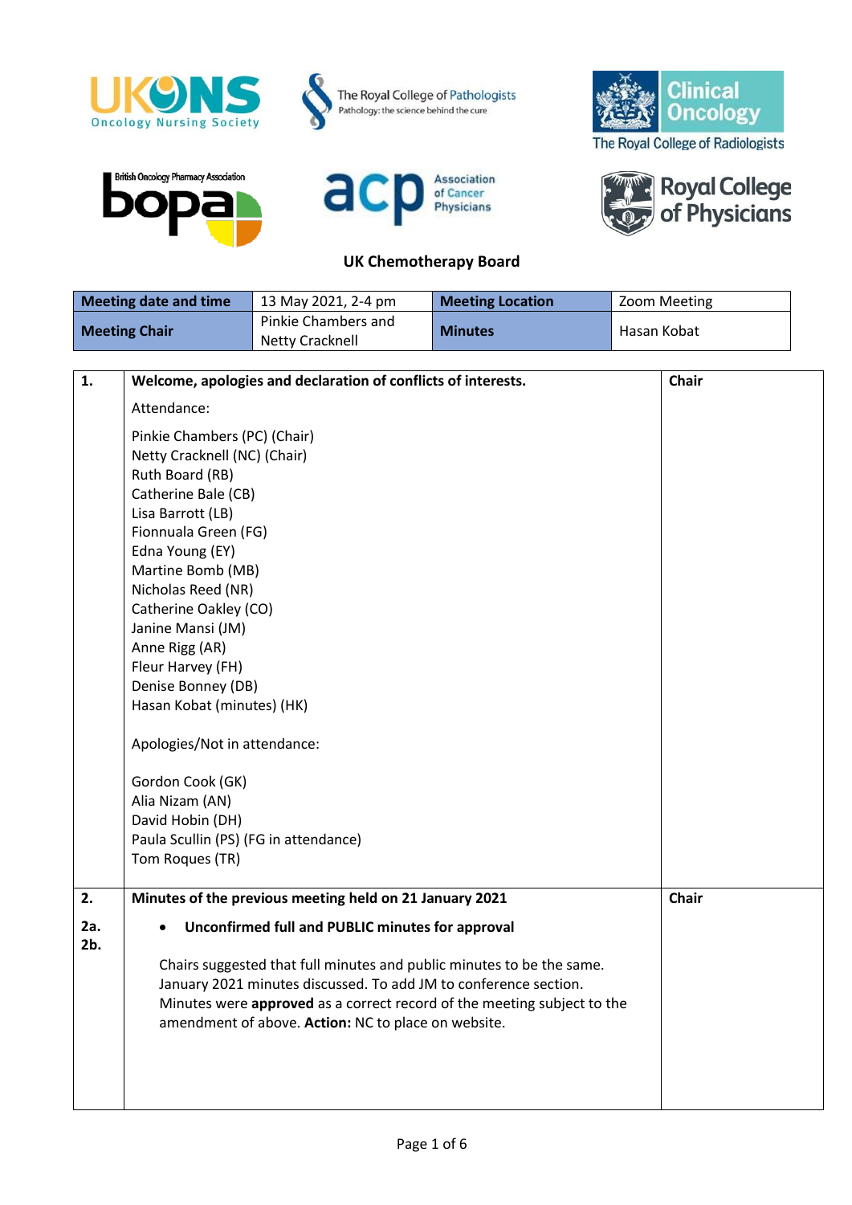## UK Chemotherapy Board

| Meeting date and time | 13 May 2021, 2-4 pm | Meeting Location | Zoom Meeting |
|---|---|---|---|
| Meeting Chair | Pinkie Chambers and Netty Cracknell | Minutes | Hasan Kobat |

| | | |
|---|---|---|
| **1.** | **Welcome, apologies and declaration of conflicts of interests.**<br><br>Attendance:<br><br>Pinkie Chambers (PC) (Chair)<br>Netty Cracknell (NC) (Chair)<br>Ruth Board (RB)<br>Catherine Bale (CB)<br>Lisa Barrott (LB)<br>Fionnuala Green (FG)<br>Edna Young (EY)<br>Martine Bomb (MB)<br>Nicholas Reed (NR)<br>Catherine Oakley (CO)<br>Janine Mansi (JM)<br>Anne Rigg (AR)<br>Fleur Harvey (FH)<br>Denise Bonney (DB)<br>Hasan Kobat (minutes) (HK)<br><br>Apologies/Not in attendance:<br><br>Gordon Cook (GK)<br>Alia Nizam (AN)<br>David Hobin (DH)<br>Paula Scullin (PS) (FG in attendance)<br>Tom Roques (TR) | **Chair** |
| **2.**<br><br>**2a.**<br>**2b.** | **Minutes of the previous meeting held on 21 January 2021**<br><br>• **Unconfirmed full and PUBLIC minutes for approval**<br><br>Chairs suggested that full minutes and public minutes to be the same. January 2021 minutes discussed. To add JM to conference section. Minutes were **approved** as a correct record of the meeting subject to the amendment of above. **Action:** NC to place on website. | **Chair** |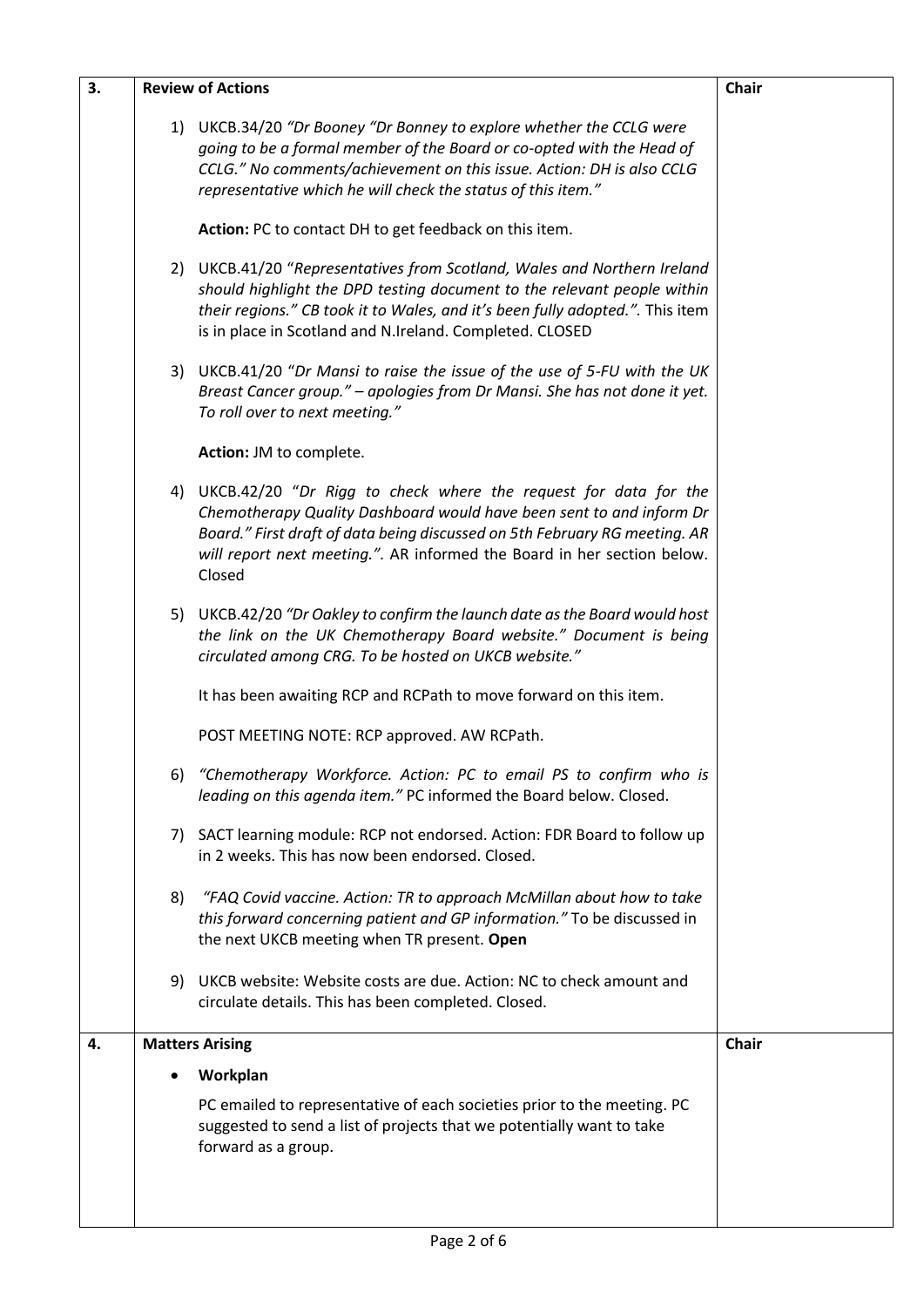| 3. | **Review of Actions** | **Chair** |
|---|---|---|
| | 1) UKCB.34/20 *"Dr Booney "Dr Bonney to explore whether the CCLG were going to be a formal member of the Board or co-opted with the Head of CCLG." No comments/achievement on this issue. Action: DH is also CCLG representative which he will check the status of this item."*<br><br>**Action:** PC to contact DH to get feedback on this item.<br><br>2) UKCB.41/20 "*Representatives from Scotland, Wales and Northern Ireland should highlight the DPD testing document to the relevant people within their regions." CB took it to Wales, and it's been fully adopted."*. This item is in place in Scotland and N.Ireland. Completed. CLOSED<br><br>3) UKCB.41/20 "*Dr Mansi to raise the issue of the use of 5-FU with the UK Breast Cancer group." – apologies from Dr Mansi. She has not done it yet. To roll over to next meeting."*<br><br>**Action:** JM to complete.<br><br>4) UKCB.42/20 "*Dr Rigg to check where the request for data for the Chemotherapy Quality Dashboard would have been sent to and inform Dr Board." First draft of data being discussed on 5th February RG meeting. AR will report next meeting."*. AR informed the Board in her section below. Closed<br><br>5) UKCB.42/20 *"Dr Oakley to confirm the launch date as the Board would host the link on the UK Chemotherapy Board website." Document is being circulated among CRG. To be hosted on UKCB website."*<br><br>It has been awaiting RCP and RCPath to move forward on this item.<br><br>POST MEETING NOTE: RCP approved. AW RCPath.<br><br>6) *"Chemotherapy Workforce. Action: PC to email PS to confirm who is leading on this agenda item."* PC informed the Board below. Closed.<br><br>7) SACT learning module: RCP not endorsed. Action: FDR Board to follow up in 2 weeks. This has now been endorsed. Closed.<br><br>8) *"FAQ Covid vaccine. Action: TR to approach McMillan about how to take this forward concerning patient and GP information."* To be discussed in the next UKCB meeting when TR present. **Open**<br><br>9) UKCB website: Website costs are due. Action: NC to check amount and circulate details. This has been completed. Closed. | |
| 4. | **Matters Arising**<br><br>• **Workplan**<br><br>PC emailed to representative of each societies prior to the meeting. PC suggested to send a list of projects that we potentially want to take forward as a group. | **Chair** |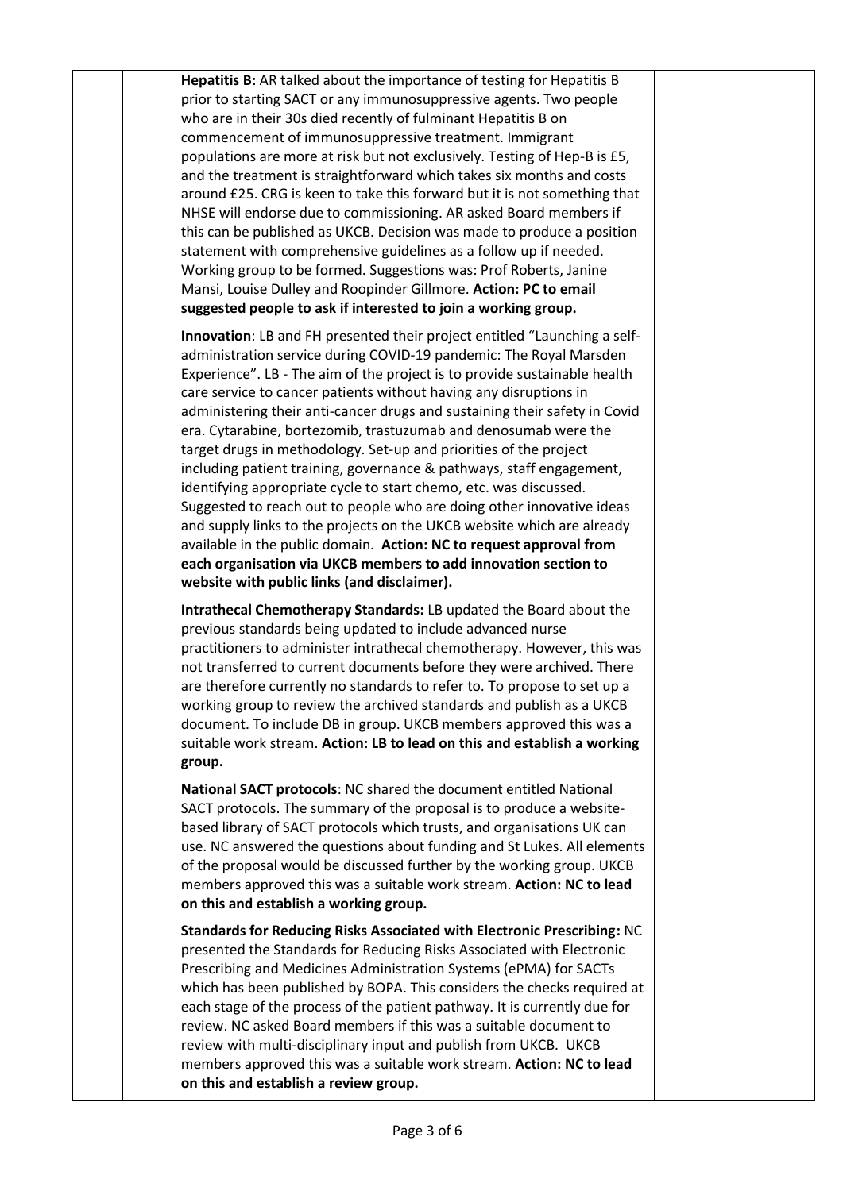**Hepatitis B:** AR talked about the importance of testing for Hepatitis B prior to starting SACT or any immunosuppressive agents. Two people who are in their 30s died recently of fulminant Hepatitis B on commencement of immunosuppressive treatment. Immigrant populations are more at risk but not exclusively. Testing of Hep-B is £5, and the treatment is straightforward which takes six months and costs around £25. CRG is keen to take this forward but it is not something that NHSE will endorse due to commissioning. AR asked Board members if this can be published as UKCB. Decision was made to produce a position statement with comprehensive guidelines as a follow up if needed. Working group to be formed. Suggestions was: Prof Roberts, Janine Mansi, Louise Dulley and Roopinder Gillmore. **Action: PC to email suggested people to ask if interested to join a working group.**

**Innovation**: LB and FH presented their project entitled "Launching a self-administration service during COVID-19 pandemic: The Royal Marsden Experience". LB - The aim of the project is to provide sustainable health care service to cancer patients without having any disruptions in administering their anti-cancer drugs and sustaining their safety in Covid era. Cytarabine, bortezomib, trastuzumab and denosumab were the target drugs in methodology. Set-up and priorities of the project including patient training, governance & pathways, staff engagement, identifying appropriate cycle to start chemo, etc. was discussed. Suggested to reach out to people who are doing other innovative ideas and supply links to the projects on the UKCB website which are already available in the public domain. **Action: NC to request approval from each organisation via UKCB members to add innovation section to website with public links (and disclaimer).**

**Intrathecal Chemotherapy Standards:** LB updated the Board about the previous standards being updated to include advanced nurse practitioners to administer intrathecal chemotherapy. However, this was not transferred to current documents before they were archived. There are therefore currently no standards to refer to. To propose to set up a working group to review the archived standards and publish as a UKCB document. To include DB in group. UKCB members approved this was a suitable work stream. **Action: LB to lead on this and establish a working group.**

**National SACT protocols**: NC shared the document entitled National SACT protocols. The summary of the proposal is to produce a website-based library of SACT protocols which trusts, and organisations UK can use. NC answered the questions about funding and St Lukes. All elements of the proposal would be discussed further by the working group. UKCB members approved this was a suitable work stream. **Action: NC to lead on this and establish a working group.**

**Standards for Reducing Risks Associated with Electronic Prescribing:** NC presented the Standards for Reducing Risks Associated with Electronic Prescribing and Medicines Administration Systems (ePMA) for SACTs which has been published by BOPA. This considers the checks required at each stage of the process of the patient pathway. It is currently due for review. NC asked Board members if this was a suitable document to review with multi-disciplinary input and publish from UKCB. UKCB members approved this was a suitable work stream. **Action: NC to lead on this and establish a review group.**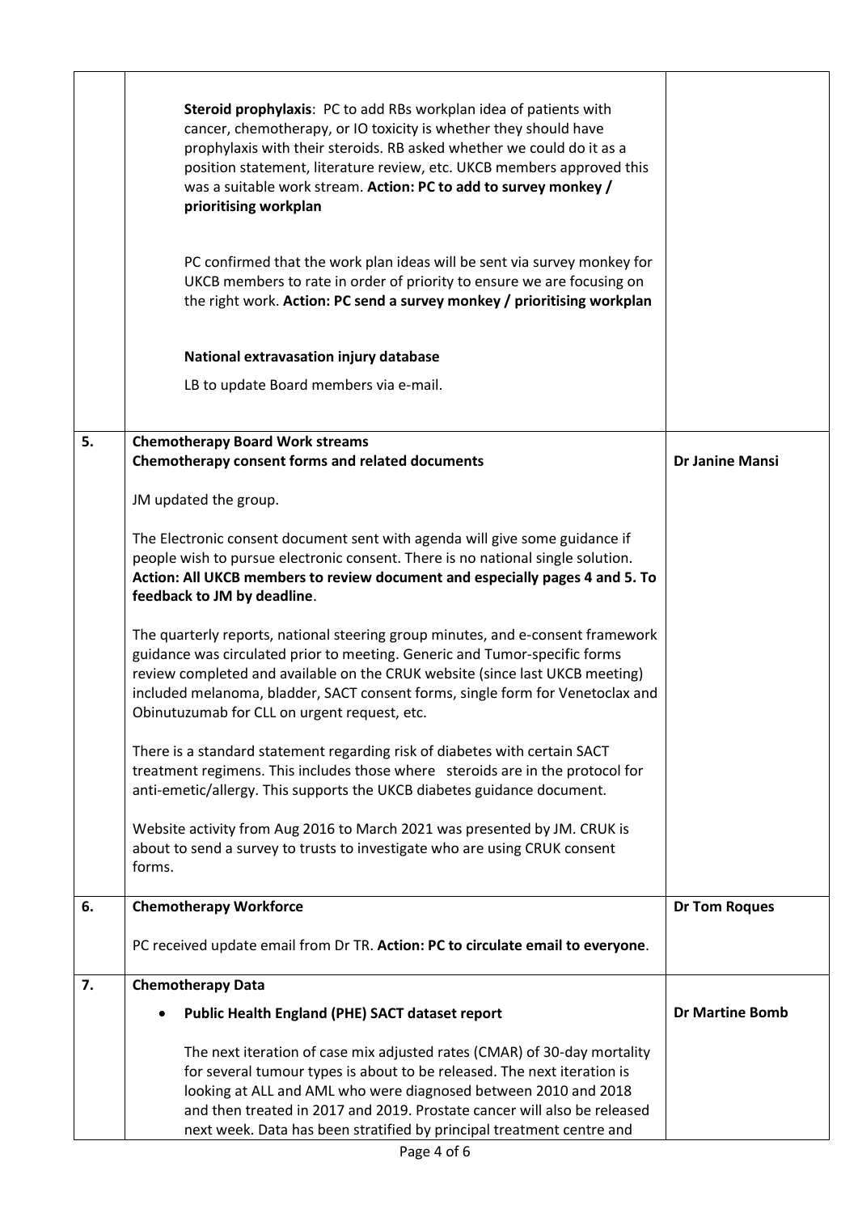| | | |
|---|---|---|
| | **Steroid prophylaxis**: PC to add RBs workplan idea of patients with cancer, chemotherapy, or IO toxicity is whether they should have prophylaxis with their steroids. RB asked whether we could do it as a position statement, literature review, etc. UKCB members approved this was a suitable work stream. **Action: PC to add to survey monkey / prioritising workplan**<br><br>PC confirmed that the work plan ideas will be sent via survey monkey for UKCB members to rate in order of priority to ensure we are focusing on the right work. **Action: PC send a survey monkey / prioritising workplan**<br><br>**National extravasation injury database**<br><br>LB to update Board members via e-mail. | |
| **5.** | **Chemotherapy Board Work streams**<br>**Chemotherapy consent forms and related documents**<br><br>JM updated the group.<br><br>The Electronic consent document sent with agenda will give some guidance if people wish to pursue electronic consent. There is no national single solution. **Action: All UKCB members to review document and especially pages 4 and 5. To feedback to JM by deadline**.<br><br>The quarterly reports, national steering group minutes, and e-consent framework guidance was circulated prior to meeting. Generic and Tumor-specific forms review completed and available on the CRUK website (since last UKCB meeting) included melanoma, bladder, SACT consent forms, single form for Venetoclax and Obinutuzumab for CLL on urgent request, etc.<br><br>There is a standard statement regarding risk of diabetes with certain SACT treatment regimens. This includes those where steroids are in the protocol for anti-emetic/allergy. This supports the UKCB diabetes guidance document.<br><br>Website activity from Aug 2016 to March 2021 was presented by JM. CRUK is about to send a survey to trusts to investigate who are using CRUK consent forms. | **Dr Janine Mansi** |
| **6.** | **Chemotherapy Workforce**<br><br>PC received update email from Dr TR. **Action: PC to circulate email to everyone**. | **Dr Tom Roques** |
| **7.** | **Chemotherapy Data**<br><br>• **Public Health England (PHE) SACT dataset report**<br><br>The next iteration of case mix adjusted rates (CMAR) of 30-day mortality for several tumour types is about to be released. The next iteration is looking at ALL and AML who were diagnosed between 2010 and 2018 and then treated in 2017 and 2019. Prostate cancer will also be released next week. Data has been stratified by principal treatment centre and | **Dr Martine Bomb** |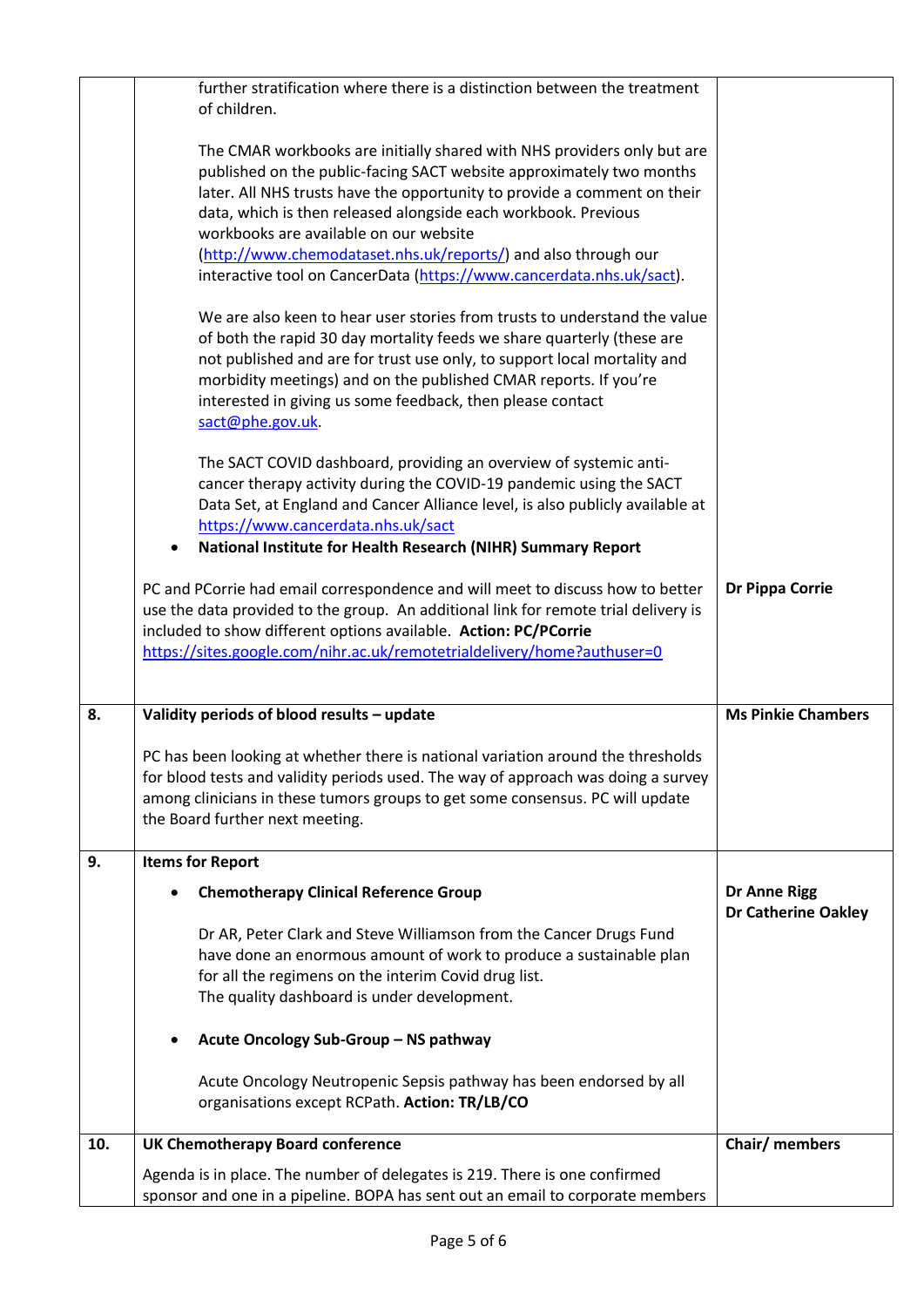| | | |
|---|---|---|
| | further stratification where there is a distinction between the treatment of children.<br><br>The CMAR workbooks are initially shared with NHS providers only but are published on the public-facing SACT website approximately two months later. All NHS trusts have the opportunity to provide a comment on their data, which is then released alongside each workbook. Previous workbooks are available on our website (http://www.chemodataset.nhs.uk/reports/) and also through our interactive tool on CancerData (https://www.cancerdata.nhs.uk/sact).<br><br>We are also keen to hear user stories from trusts to understand the value of both the rapid 30 day mortality feeds we share quarterly (these are not published and are for trust use only, to support local mortality and morbidity meetings) and on the published CMAR reports. If you're interested in giving us some feedback, then please contact sact@phe.gov.uk.<br><br>The SACT COVID dashboard, providing an overview of systemic anti-cancer therapy activity during the COVID-19 pandemic using the SACT Data Set, at England and Cancer Alliance level, is also publicly available at https://www.cancerdata.nhs.uk/sact<br><br>• **National Institute for Health Research (NIHR) Summary Report** | |
| | PC and PCorrie had email correspondence and will meet to discuss how to better use the data provided to the group. An additional link for remote trial delivery is included to show different options available. **Action: PC/PCorrie** https://sites.google.com/nihr.ac.uk/remotetrialdelivery/home?authuser=0 | **Dr Pippa Corrie** |
| **8.** | **Validity periods of blood results – update**<br><br>PC has been looking at whether there is national variation around the thresholds for blood tests and validity periods used. The way of approach was doing a survey among clinicians in these tumors groups to get some consensus. PC will update the Board further next meeting. | **Ms Pinkie Chambers** |
| **9.** | **Items for Report**<br><br>• **Chemotherapy Clinical Reference Group**<br><br>Dr AR, Peter Clark and Steve Williamson from the Cancer Drugs Fund have done an enormous amount of work to produce a sustainable plan for all the regimens on the interim Covid drug list.<br>The quality dashboard is under development.<br><br>• **Acute Oncology Sub-Group – NS pathway**<br><br>Acute Oncology Neutropenic Sepsis pathway has been endorsed by all organisations except RCPath. **Action: TR/LB/CO** | **Dr Anne Rigg**<br>**Dr Catherine Oakley** |
| **10.** | **UK Chemotherapy Board conference**<br><br>Agenda is in place. The number of delegates is 219. There is one confirmed sponsor and one in a pipeline. BOPA has sent out an email to corporate members | **Chair/ members** |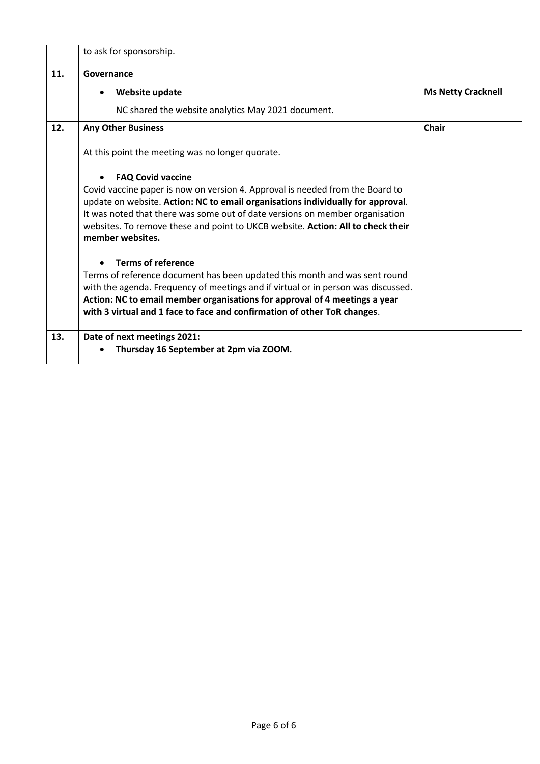| | | |
|---|---|---|
| | to ask for sponsorship. | |
| **11.** | **Governance**<br><br>• **Website update**<br><br>NC shared the website analytics May 2021 document. | **Ms Netty Cracknell** |
| **12.** | **Any Other Business**<br><br>At this point the meeting was no longer quorate.<br><br>• **FAQ Covid vaccine**<br><br>Covid vaccine paper is now on version 4. Approval is needed from the Board to update on website. **Action: NC to email organisations individually for approval**. It was noted that there was some out of date versions on member organisation websites. To remove these and point to UKCB website. **Action: All to check their member websites.**<br><br>• **Terms of reference**<br><br>Terms of reference document has been updated this month and was sent round with the agenda. Frequency of meetings and if virtual or in person was discussed. **Action: NC to email member organisations for approval of 4 meetings a year with 3 virtual and 1 face to face and confirmation of other ToR changes**. | **Chair** |
| **13.** | **Date of next meetings 2021:**<br><br>• **Thursday 16 September at 2pm via ZOOM.** | |